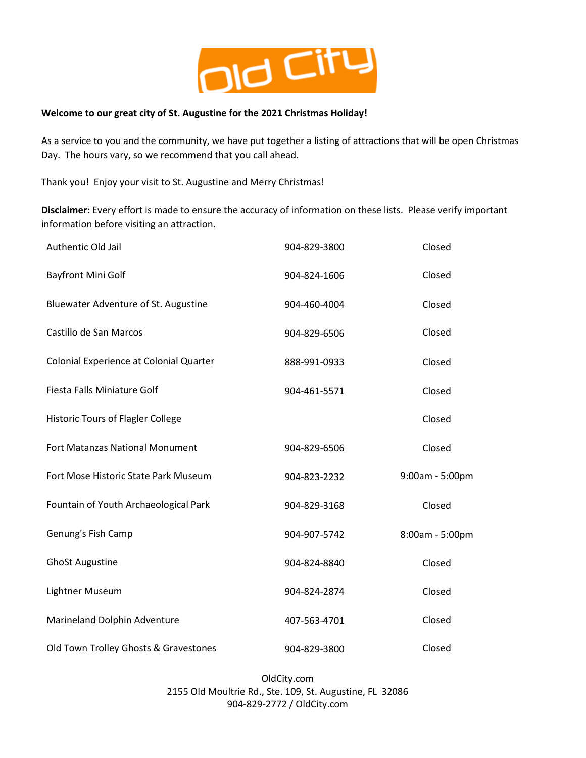**Welcome to our great city of St. Augustine for the 2021 Christmas Holiday!**

As a service to you and the community, we have put together a listing of attractions that will be open Christmas Day. The hours vary, so we recommend that you call ahead.

Thank you! Enjoy your visit to St. Augustine and Merry Christmas!

**Disclaimer**: Every effort is made to ensure the accuracy of information on these lists. Please verify important information before visiting an attraction.

| | | |
|---|---|---|
| Authentic Old Jail | 904-829-3800 | Closed |
| Bayfront Mini Golf | 904-824-1606 | Closed |
| Bluewater Adventure of St. Augustine | 904-460-4004 | Closed |
| Castillo de San Marcos | 904-829-6506 | Closed |
| Colonial Experience at Colonial Quarter | 888-991-0933 | Closed |
| Fiesta Falls Miniature Golf | 904-461-5571 | Closed |
| Historic Tours of Flagler College | | Closed |
| Fort Matanzas National Monument | 904-829-6506 | Closed |
| Fort Mose Historic State Park Museum | 904-823-2232 | 9:00am - 5:00pm |
| Fountain of Youth Archaeological Park | 904-829-3168 | Closed |
| Genung's Fish Camp | 904-907-5742 | 8:00am - 5:00pm |
| GhoSt Augustine | 904-824-8840 | Closed |
| Lightner Museum | 904-824-2874 | Closed |
| Marineland Dolphin Adventure | 407-563-4701 | Closed |
| Old Town Trolley Ghosts & Gravestones | 904-829-3800 | Closed |

OldCity.com
2155 Old Moultrie Rd., Ste. 109, St. Augustine, FL 32086
904-829-2772 / OldCity.com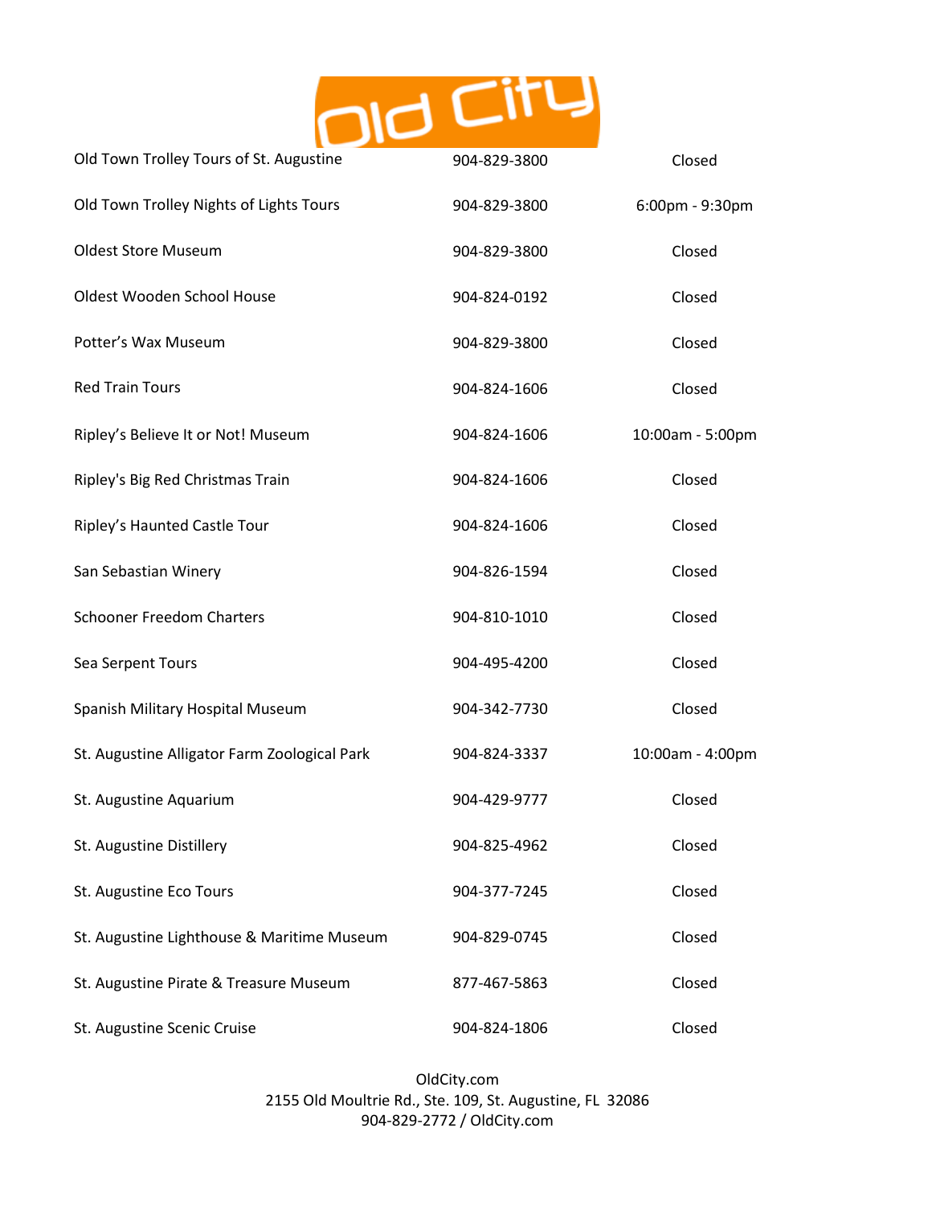| | | |
|---|---|---|
| Old Town Trolley Tours of St. Augustine | 904-829-3800 | Closed |
| Old Town Trolley Nights of Lights Tours | 904-829-3800 | 6:00pm - 9:30pm |
| Oldest Store Museum | 904-829-3800 | Closed |
| Oldest Wooden School House | 904-824-0192 | Closed |
| Potter's Wax Museum | 904-829-3800 | Closed |
| Red Train Tours | 904-824-1606 | Closed |
| Ripley's Believe It or Not! Museum | 904-824-1606 | 10:00am - 5:00pm |
| Ripley's Big Red Christmas Train | 904-824-1606 | Closed |
| Ripley's Haunted Castle Tour | 904-824-1606 | Closed |
| San Sebastian Winery | 904-826-1594 | Closed |
| Schooner Freedom Charters | 904-810-1010 | Closed |
| Sea Serpent Tours | 904-495-4200 | Closed |
| Spanish Military Hospital Museum | 904-342-7730 | Closed |
| St. Augustine Alligator Farm Zoological Park | 904-824-3337 | 10:00am - 4:00pm |
| St. Augustine Aquarium | 904-429-9777 | Closed |
| St. Augustine Distillery | 904-825-4962 | Closed |
| St. Augustine Eco Tours | 904-377-7245 | Closed |
| St. Augustine Lighthouse & Maritime Museum | 904-829-0745 | Closed |
| St. Augustine Pirate & Treasure Museum | 877-467-5863 | Closed |
| St. Augustine Scenic Cruise | 904-824-1806 | Closed |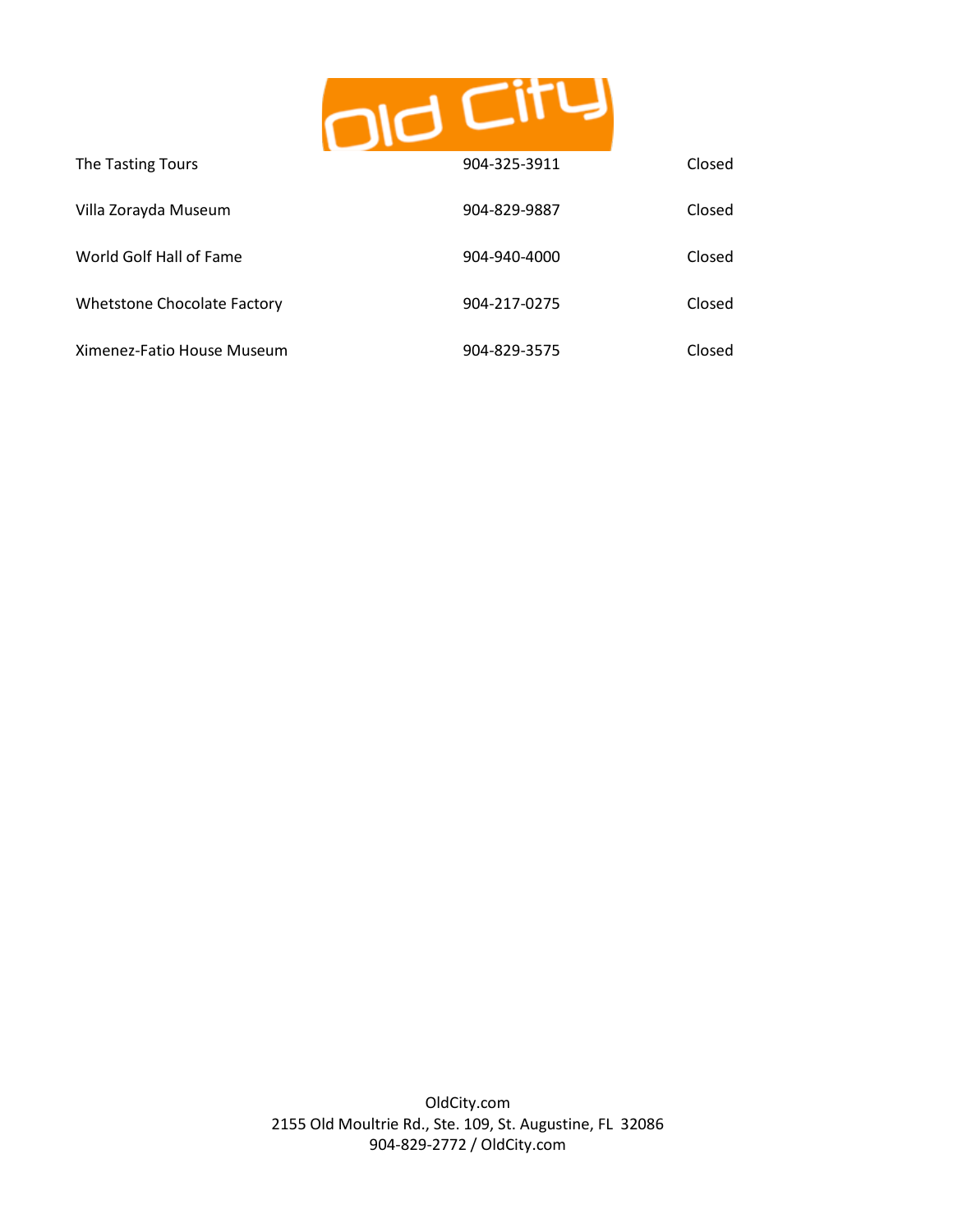| | | |
|---|---|---|
| The Tasting Tours | 904-325-3911 | Closed |
| Villa Zorayda Museum | 904-829-9887 | Closed |
| World Golf Hall of Fame | 904-940-4000 | Closed |
| Whetstone Chocolate Factory | 904-217-0275 | Closed |
| Ximenez-Fatio House Museum | 904-829-3575 | Closed |

OldCity.com
2155 Old Moultrie Rd., Ste. 109, St. Augustine, FL 32086
904-829-2772 / OldCity.com